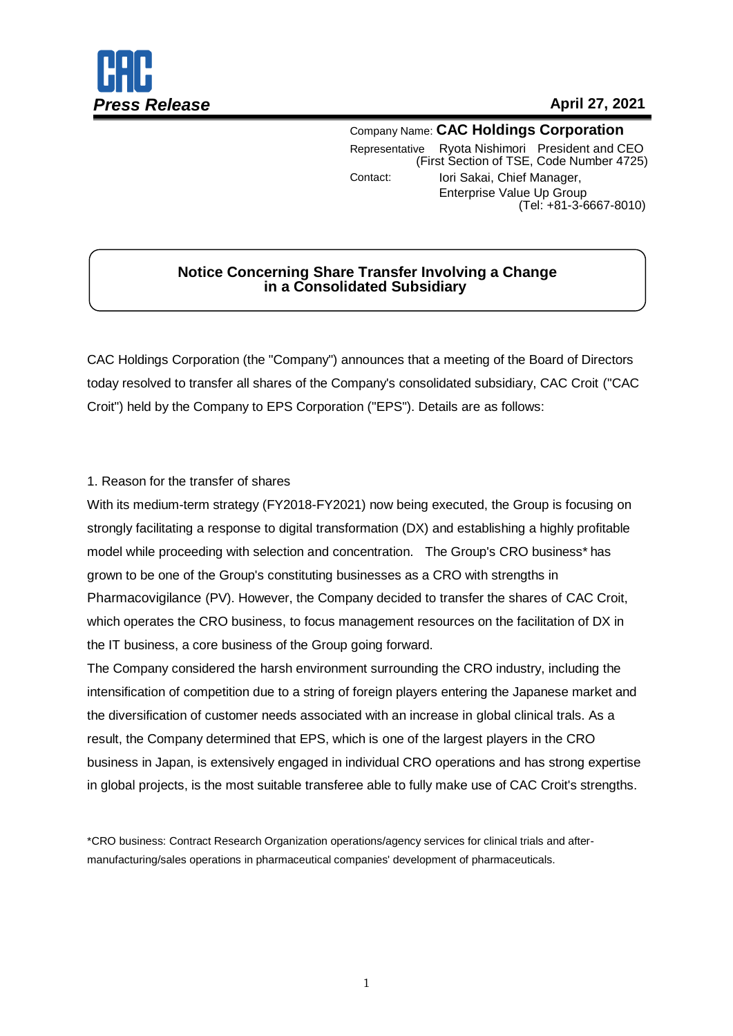**CAC**
***Press Release***

**April 27, 2021**

Company Name: **CAC Holdings Corporation**
Representative Ryota Nishimori President and CEO
(First Section of TSE, Code Number 4725)
Contact: Iori Sakai, Chief Manager,
Enterprise Value Up Group
(Tel: +81-3-6667-8010)

## Notice Concerning Share Transfer Involving a Change in a Consolidated Subsidiary

CAC Holdings Corporation (the "Company") announces that a meeting of the Board of Directors today resolved to transfer all shares of the Company's consolidated subsidiary, CAC Croit ("CAC Croit") held by the Company to EPS Corporation ("EPS"). Details are as follows:

1. Reason for the transfer of shares

With its medium-term strategy (FY2018-FY2021) now being executed, the Group is focusing on strongly facilitating a response to digital transformation (DX) and establishing a highly profitable model while proceeding with selection and concentration. The Group's CRO business* has grown to be one of the Group's constituting businesses as a CRO with strengths in Pharmacovigilance (PV). However, the Company decided to transfer the shares of CAC Croit, which operates the CRO business, to focus management resources on the facilitation of DX in the IT business, a core business of the Group going forward.

The Company considered the harsh environment surrounding the CRO industry, including the intensification of competition due to a string of foreign players entering the Japanese market and the diversification of customer needs associated with an increase in global clinical trals. As a result, the Company determined that EPS, which is one of the largest players in the CRO business in Japan, is extensively engaged in individual CRO operations and has strong expertise in global projects, is the most suitable transferee able to fully make use of CAC Croit's strengths.

*CRO business: Contract Research Organization operations/agency services for clinical trials and after-manufacturing/sales operations in pharmaceutical companies' development of pharmaceuticals.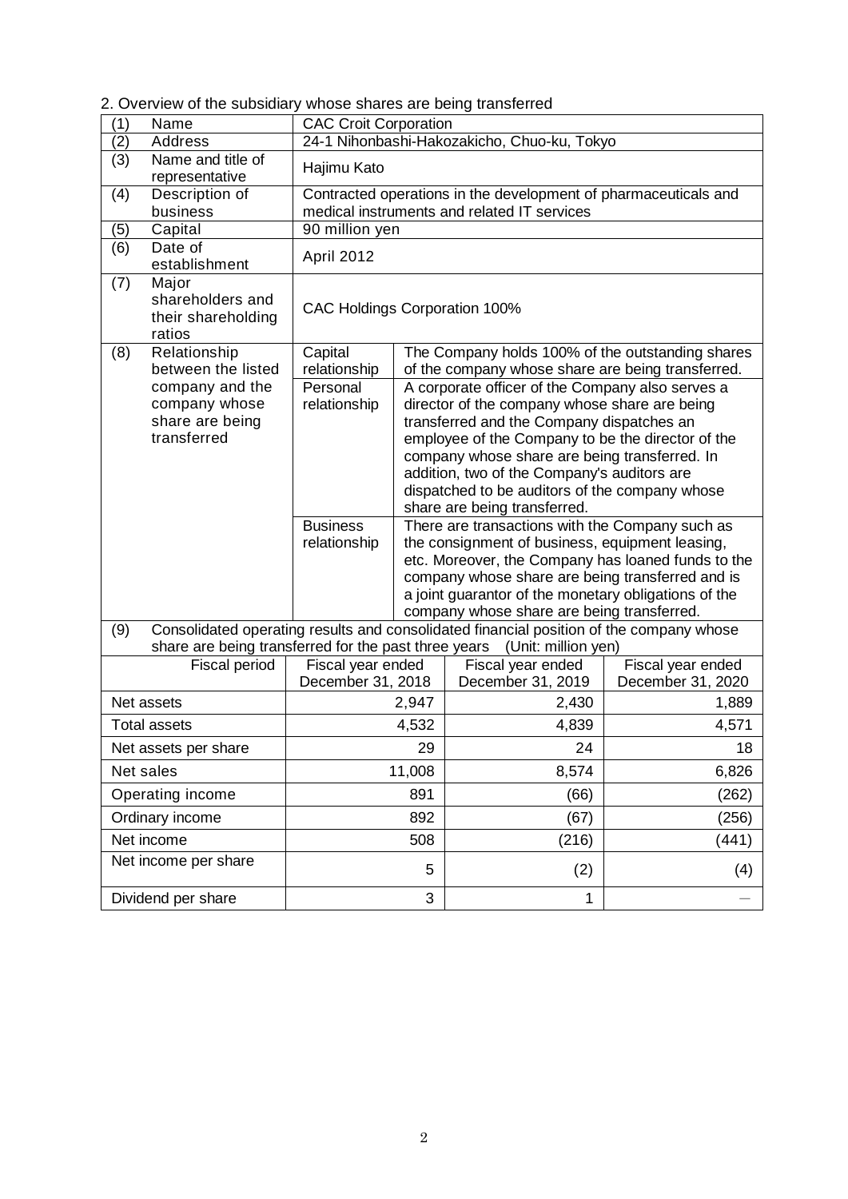2. Overview of the subsidiary whose shares are being transferred

| | | | |
|---|---|---|---|
| (1) Name | CAC Croit Corporation | | |
| (2) Address | 24-1 Nihonbashi-Hakozakicho, Chuo-ku, Tokyo | | |
| (3) Name and title of representative | Hajimu Kato | | |
| (4) Description of business | Contracted operations in the development of pharmaceuticals and medical instruments and related IT services | | |
| (5) Capital | 90 million yen | | |
| (6) Date of establishment | April 2012 | | |
| (7) Major shareholders and their shareholding ratios | CAC Holdings Corporation 100% | | |
| (8) Relationship between the listed company and the company whose share are being transferred | Capital relationship | The Company holds 100% of the outstanding shares of the company whose share are being transferred. | |
| | Personal relationship | A corporate officer of the Company also serves a director of the company whose share are being transferred and the Company dispatches an employee of the Company to be the director of the company whose share are being transferred. In addition, two of the Company's auditors are dispatched to be auditors of the company whose share are being transferred. | |
| | Business relationship | There are transactions with the Company such as the consignment of business, equipment leasing, etc. Moreover, the Company has loaned funds to the company whose share are being transferred and is a joint guarantor of the monetary obligations of the company whose share are being transferred. | |

(9) Consolidated operating results and consolidated financial position of the company whose share are being transferred for the past three years (Unit: million yen)

| Fiscal period | Fiscal year ended December 31, 2018 | Fiscal year ended December 31, 2019 | Fiscal year ended December 31, 2020 |
|---|---|---|---|
| Net assets | 2,947 | 2,430 | 1,889 |
| Total assets | 4,532 | 4,839 | 4,571 |
| Net assets per share | 29 | 24 | 18 |
| Net sales | 11,008 | 8,574 | 6,826 |
| Operating income | 891 | (66) | (262) |
| Ordinary income | 892 | (67) | (256) |
| Net income | 508 | (216) | (441) |
| Net income per share | 5 | (2) | (4) |
| Dividend per share | 3 | 1 | — |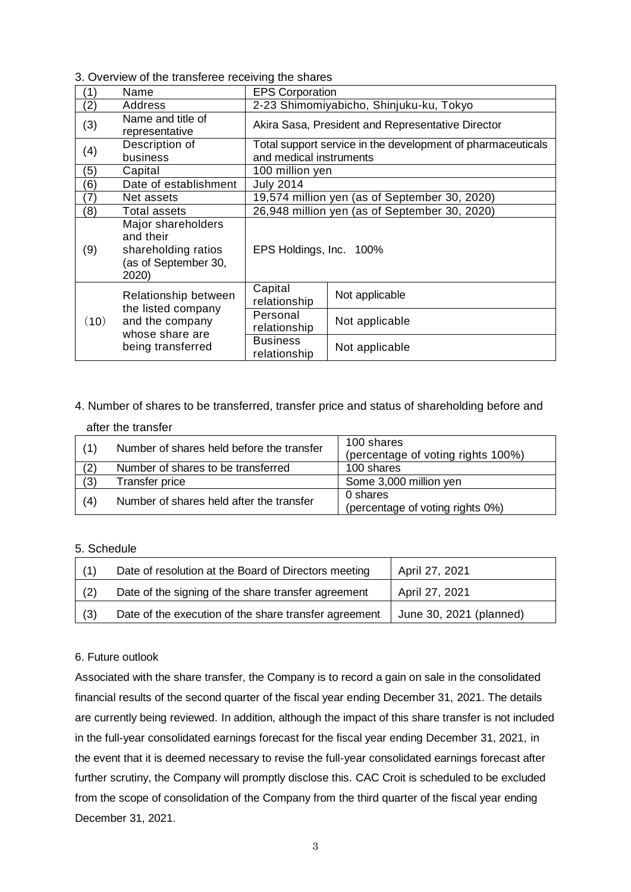3. Overview of the transferee receiving the shares

| | | | |
|---|---|---|---|
| (1) | Name | EPS Corporation | |
| (2) | Address | 2-23 Shimomiyabicho, Shinjuku-ku, Tokyo | |
| (3) | Name and title of representative | Akira Sasa, President and Representative Director | |
| (4) | Description of business | Total support service in the development of pharmaceuticals and medical instruments | |
| (5) | Capital | 100 million yen | |
| (6) | Date of establishment | July 2014 | |
| (7) | Net assets | 19,574 million yen (as of September 30, 2020) | |
| (8) | Total assets | 26,948 million yen (as of September 30, 2020) | |
| (9) | Major shareholders and their shareholding ratios (as of September 30, 2020) | EPS Holdings, Inc. 100% | |
| (10) | Relationship between the listed company and the company whose share are being transferred | Capital relationship | Not applicable |
| | | Personal relationship | Not applicable |
| | | Business relationship | Not applicable |

4. Number of shares to be transferred, transfer price and status of shareholding before and after the transfer

| | | |
|---|---|---|
| (1) | Number of shares held before the transfer | 100 shares (percentage of voting rights 100%) |
| (2) | Number of shares to be transferred | 100 shares |
| (3) | Transfer price | Some 3,000 million yen |
| (4) | Number of shares held after the transfer | 0 shares (percentage of voting rights 0%) |

5. Schedule

| | | |
|---|---|---|
| (1) | Date of resolution at the Board of Directors meeting | April 27, 2021 |
| (2) | Date of the signing of the share transfer agreement | April 27, 2021 |
| (3) | Date of the execution of the share transfer agreement | June 30, 2021 (planned) |

6. Future outlook

Associated with the share transfer, the Company is to record a gain on sale in the consolidated financial results of the second quarter of the fiscal year ending December 31, 2021. The details are currently being reviewed. In addition, although the impact of this share transfer is not included in the full-year consolidated earnings forecast for the fiscal year ending December 31, 2021, in the event that it is deemed necessary to revise the full-year consolidated earnings forecast after further scrutiny, the Company will promptly disclose this. CAC Croit is scheduled to be excluded from the scope of consolidation of the Company from the third quarter of the fiscal year ending December 31, 2021.